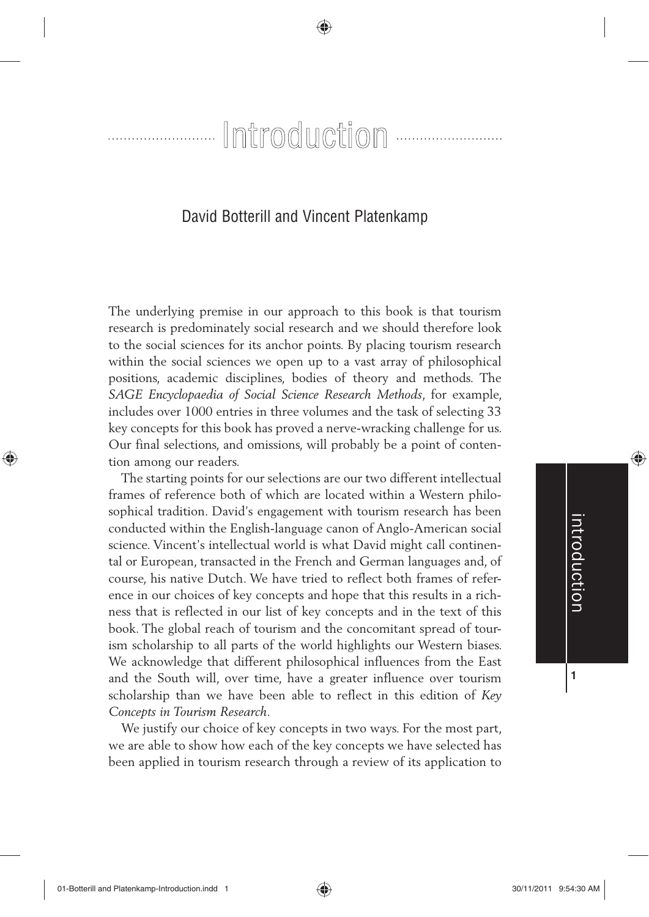# Introduction

## David Botterill and Vincent Platenkamp

The underlying premise in our approach to this book is that tourism research is predominately social research and we should therefore look to the social sciences for its anchor points. By placing tourism research within the social sciences we open up to a vast array of philosophical positions, academic disciplines, bodies of theory and methods. The *SAGE Encyclopaedia of Social Science Research Methods*, for example, includes over 1000 entries in three volumes and the task of selecting 33 key concepts for this book has proved a nerve-wracking challenge for us. Our final selections, and omissions, will probably be a point of contention among our readers.

The starting points for our selections are our two different intellectual frames of reference both of which are located within a Western philosophical tradition. David's engagement with tourism research has been conducted within the English-language canon of Anglo-American social science. Vincent's intellectual world is what David might call continental or European, transacted in the French and German languages and, of course, his native Dutch. We have tried to reflect both frames of reference in our choices of key concepts and hope that this results in a richness that is reflected in our list of key concepts and in the text of this book. The global reach of tourism and the concomitant spread of tourism scholarship to all parts of the world highlights our Western biases. We acknowledge that different philosophical influences from the East and the South will, over time, have a greater influence over tourism scholarship than we have been able to reflect in this edition of *Key Concepts in Tourism Research*.

We justify our choice of key concepts in two ways. For the most part, we are able to show how each of the key concepts we have selected has been applied in tourism research through a review of its application to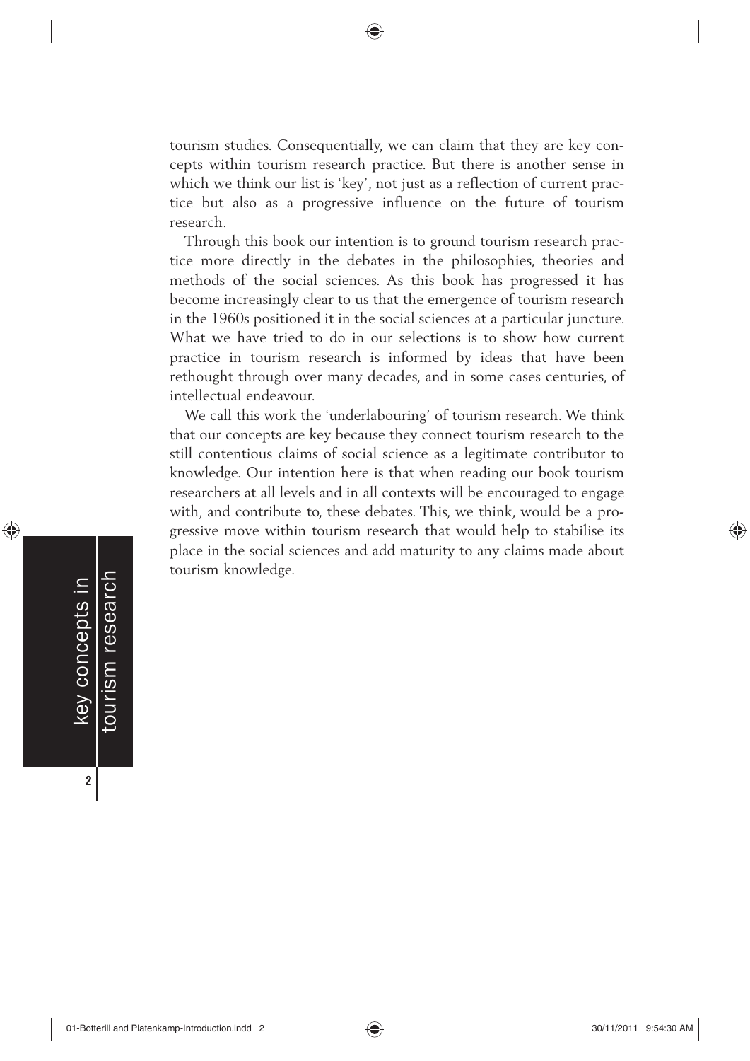tourism studies. Consequentially, we can claim that they are key concepts within tourism research practice. But there is another sense in which we think our list is 'key', not just as a reflection of current practice but also as a progressive influence on the future of tourism research.

Through this book our intention is to ground tourism research practice more directly in the debates in the philosophies, theories and methods of the social sciences. As this book has progressed it has become increasingly clear to us that the emergence of tourism research in the 1960s positioned it in the social sciences at a particular juncture. What we have tried to do in our selections is to show how current practice in tourism research is informed by ideas that have been rethought through over many decades, and in some cases centuries, of intellectual endeavour.

We call this work the 'underlabouring' of tourism research. We think that our concepts are key because they connect tourism research to the still contentious claims of social science as a legitimate contributor to knowledge. Our intention here is that when reading our book tourism researchers at all levels and in all contexts will be encouraged to engage with, and contribute to, these debates. This, we think, would be a progressive move within tourism research that would help to stabilise its place in the social sciences and add maturity to any claims made about tourism knowledge.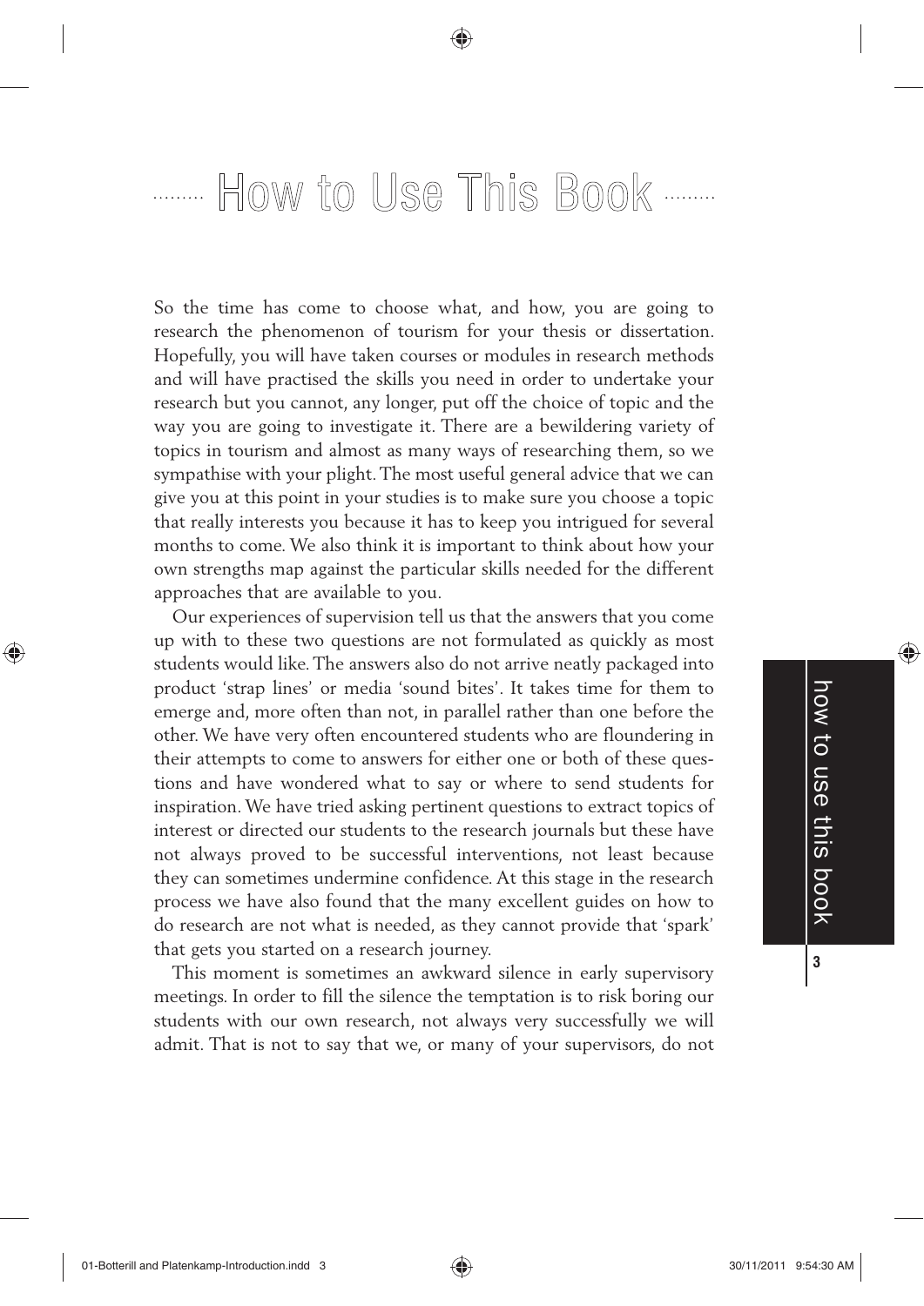# How to Use This Book

So the time has come to choose what, and how, you are going to research the phenomenon of tourism for your thesis or dissertation. Hopefully, you will have taken courses or modules in research methods and will have practised the skills you need in order to undertake your research but you cannot, any longer, put off the choice of topic and the way you are going to investigate it. There are a bewildering variety of topics in tourism and almost as many ways of researching them, so we sympathise with your plight. The most useful general advice that we can give you at this point in your studies is to make sure you choose a topic that really interests you because it has to keep you intrigued for several months to come. We also think it is important to think about how your own strengths map against the particular skills needed for the different approaches that are available to you.

Our experiences of supervision tell us that the answers that you come up with to these two questions are not formulated as quickly as most students would like. The answers also do not arrive neatly packaged into product 'strap lines' or media 'sound bites'. It takes time for them to emerge and, more often than not, in parallel rather than one before the other. We have very often encountered students who are floundering in their attempts to come to answers for either one or both of these questions and have wondered what to say or where to send students for inspiration. We have tried asking pertinent questions to extract topics of interest or directed our students to the research journals but these have not always proved to be successful interventions, not least because they can sometimes undermine confidence. At this stage in the research process we have also found that the many excellent guides on how to do research are not what is needed, as they cannot provide that 'spark' that gets you started on a research journey.

This moment is sometimes an awkward silence in early supervisory meetings. In order to fill the silence the temptation is to risk boring our students with our own research, not always very successfully we will admit. That is not to say that we, or many of your supervisors, do not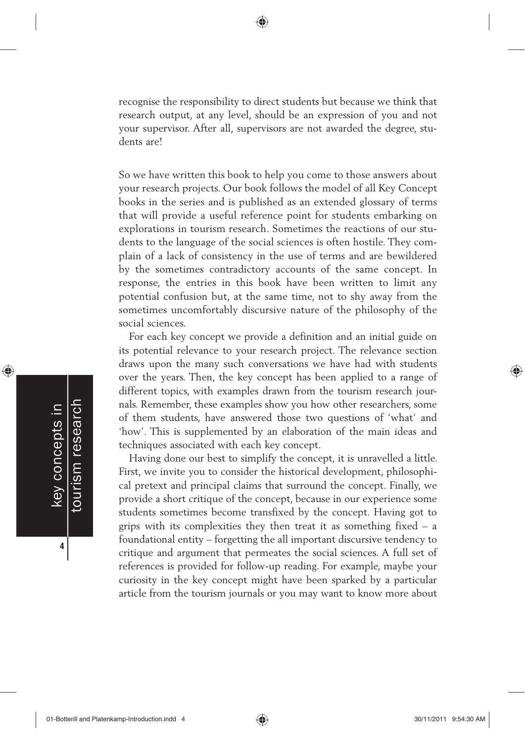recognise the responsibility to direct students but because we think that research output, at any level, should be an expression of you and not your supervisor. After all, supervisors are not awarded the degree, students are!

So we have written this book to help you come to those answers about your research projects. Our book follows the model of all Key Concept books in the series and is published as an extended glossary of terms that will provide a useful reference point for students embarking on explorations in tourism research. Sometimes the reactions of our students to the language of the social sciences is often hostile. They complain of a lack of consistency in the use of terms and are bewildered by the sometimes contradictory accounts of the same concept. In response, the entries in this book have been written to limit any potential confusion but, at the same time, not to shy away from the sometimes uncomfortably discursive nature of the philosophy of the social sciences.

For each key concept we provide a definition and an initial guide on its potential relevance to your research project. The relevance section draws upon the many such conversations we have had with students over the years. Then, the key concept has been applied to a range of different topics, with examples drawn from the tourism research journals. Remember, these examples show you how other researchers, some of them students, have answered those two questions of 'what' and 'how'. This is supplemented by an elaboration of the main ideas and techniques associated with each key concept.

Having done our best to simplify the concept, it is unravelled a little. First, we invite you to consider the historical development, philosophical pretext and principal claims that surround the concept. Finally, we provide a short critique of the concept, because in our experience some students sometimes become transfixed by the concept. Having got to grips with its complexities they then treat it as something fixed – a foundational entity – forgetting the all important discursive tendency to critique and argument that permeates the social sciences. A full set of references is provided for follow-up reading. For example, maybe your curiosity in the key concept might have been sparked by a particular article from the tourism journals or you may want to know more about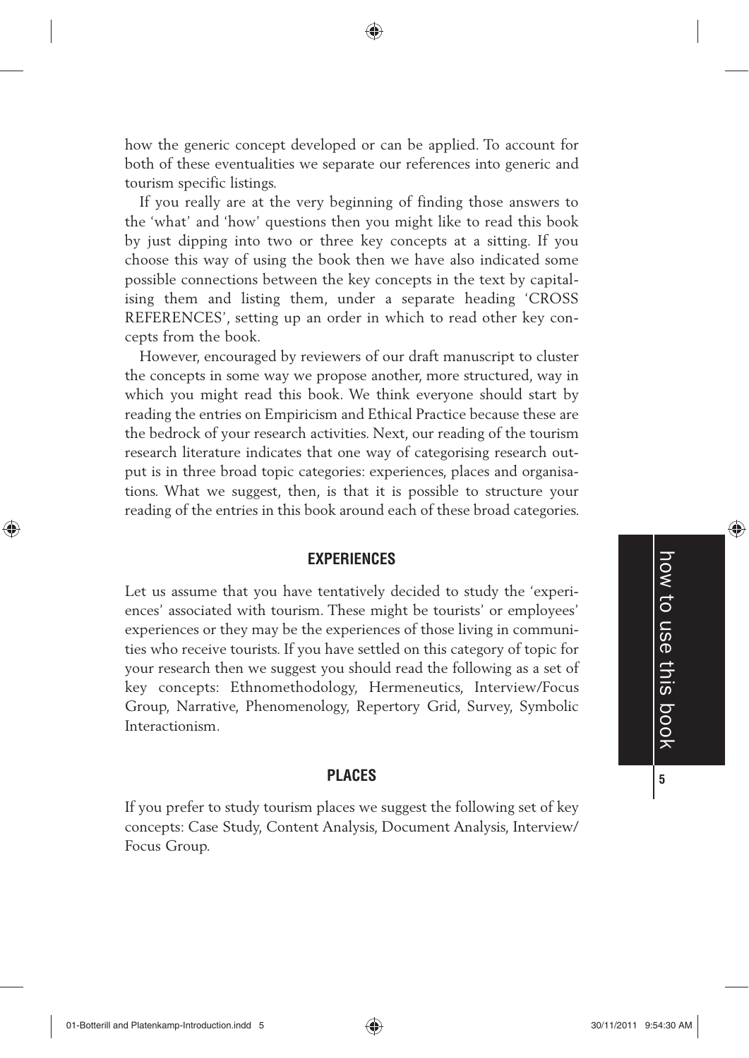how the generic concept developed or can be applied. To account for both of these eventualities we separate our references into generic and tourism specific listings.

If you really are at the very beginning of finding those answers to the 'what' and 'how' questions then you might like to read this book by just dipping into two or three key concepts at a sitting. If you choose this way of using the book then we have also indicated some possible connections between the key concepts in the text by capitalising them and listing them, under a separate heading 'CROSS REFERENCES', setting up an order in which to read other key concepts from the book.

However, encouraged by reviewers of our draft manuscript to cluster the concepts in some way we propose another, more structured, way in which you might read this book. We think everyone should start by reading the entries on Empiricism and Ethical Practice because these are the bedrock of your research activities. Next, our reading of the tourism research literature indicates that one way of categorising research output is in three broad topic categories: experiences, places and organisations. What we suggest, then, is that it is possible to structure your reading of the entries in this book around each of these broad categories.

## EXPERIENCES

Let us assume that you have tentatively decided to study the 'experiences' associated with tourism. These might be tourists' or employees' experiences or they may be the experiences of those living in communities who receive tourists. If you have settled on this category of topic for your research then we suggest you should read the following as a set of key concepts: Ethnomethodology, Hermeneutics, Interview/Focus Group, Narrative, Phenomenology, Repertory Grid, Survey, Symbolic Interactionism.

## PLACES

If you prefer to study tourism places we suggest the following set of key concepts: Case Study, Content Analysis, Document Analysis, Interview/Focus Group.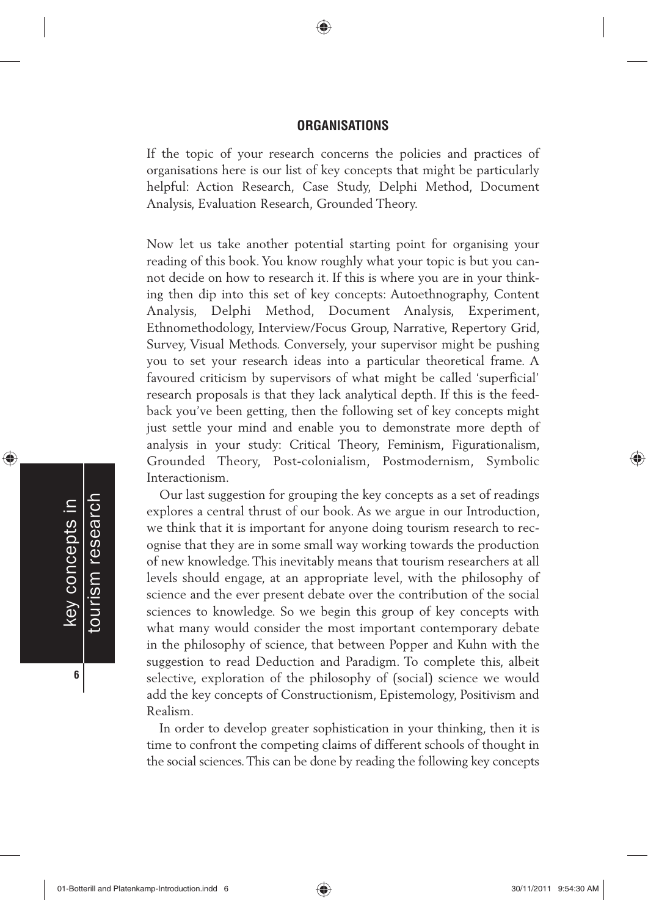### ORGANISATIONS

If the topic of your research concerns the policies and practices of organisations here is our list of key concepts that might be particularly helpful: Action Research, Case Study, Delphi Method, Document Analysis, Evaluation Research, Grounded Theory.

Now let us take another potential starting point for organising your reading of this book. You know roughly what your topic is but you cannot decide on how to research it. If this is where you are in your thinking then dip into this set of key concepts: Autoethnography, Content Analysis, Delphi Method, Document Analysis, Experiment, Ethnomethodology, Interview/Focus Group, Narrative, Repertory Grid, Survey, Visual Methods. Conversely, your supervisor might be pushing you to set your research ideas into a particular theoretical frame. A favoured criticism by supervisors of what might be called 'superficial' research proposals is that they lack analytical depth. If this is the feedback you've been getting, then the following set of key concepts might just settle your mind and enable you to demonstrate more depth of analysis in your study: Critical Theory, Feminism, Figurationalism, Grounded Theory, Post-colonialism, Postmodernism, Symbolic Interactionism.

Our last suggestion for grouping the key concepts as a set of readings explores a central thrust of our book. As we argue in our Introduction, we think that it is important for anyone doing tourism research to recognise that they are in some small way working towards the production of new knowledge. This inevitably means that tourism researchers at all levels should engage, at an appropriate level, with the philosophy of science and the ever present debate over the contribution of the social sciences to knowledge. So we begin this group of key concepts with what many would consider the most important contemporary debate in the philosophy of science, that between Popper and Kuhn with the suggestion to read Deduction and Paradigm. To complete this, albeit selective, exploration of the philosophy of (social) science we would add the key concepts of Constructionism, Epistemology, Positivism and Realism.

In order to develop greater sophistication in your thinking, then it is time to confront the competing claims of different schools of thought in the social sciences. This can be done by reading the following key concepts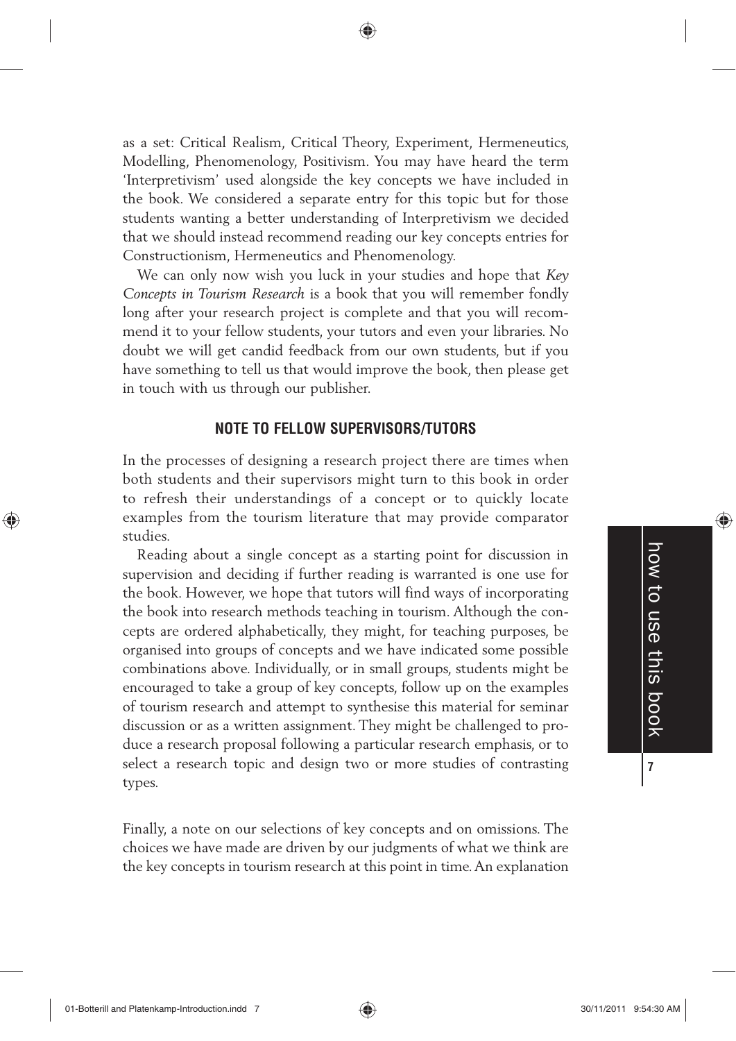as a set: Critical Realism, Critical Theory, Experiment, Hermeneutics, Modelling, Phenomenology, Positivism. You may have heard the term 'Interpretivism' used alongside the key concepts we have included in the book. We considered a separate entry for this topic but for those students wanting a better understanding of Interpretivism we decided that we should instead recommend reading our key concepts entries for Constructionism, Hermeneutics and Phenomenology.

We can only now wish you luck in your studies and hope that *Key Concepts in Tourism Research* is a book that you will remember fondly long after your research project is complete and that you will recommend it to your fellow students, your tutors and even your libraries. No doubt we will get candid feedback from our own students, but if you have something to tell us that would improve the book, then please get in touch with us through our publisher.

## NOTE TO FELLOW SUPERVISORS/TUTORS

In the processes of designing a research project there are times when both students and their supervisors might turn to this book in order to refresh their understandings of a concept or to quickly locate examples from the tourism literature that may provide comparator studies.

Reading about a single concept as a starting point for discussion in supervision and deciding if further reading is warranted is one use for the book. However, we hope that tutors will find ways of incorporating the book into research methods teaching in tourism. Although the concepts are ordered alphabetically, they might, for teaching purposes, be organised into groups of concepts and we have indicated some possible combinations above. Individually, or in small groups, students might be encouraged to take a group of key concepts, follow up on the examples of tourism research and attempt to synthesise this material for seminar discussion or as a written assignment. They might be challenged to produce a research proposal following a particular research emphasis, or to select a research topic and design two or more studies of contrasting types.

Finally, a note on our selections of key concepts and on omissions. The choices we have made are driven by our judgments of what we think are the key concepts in tourism research at this point in time. An explanation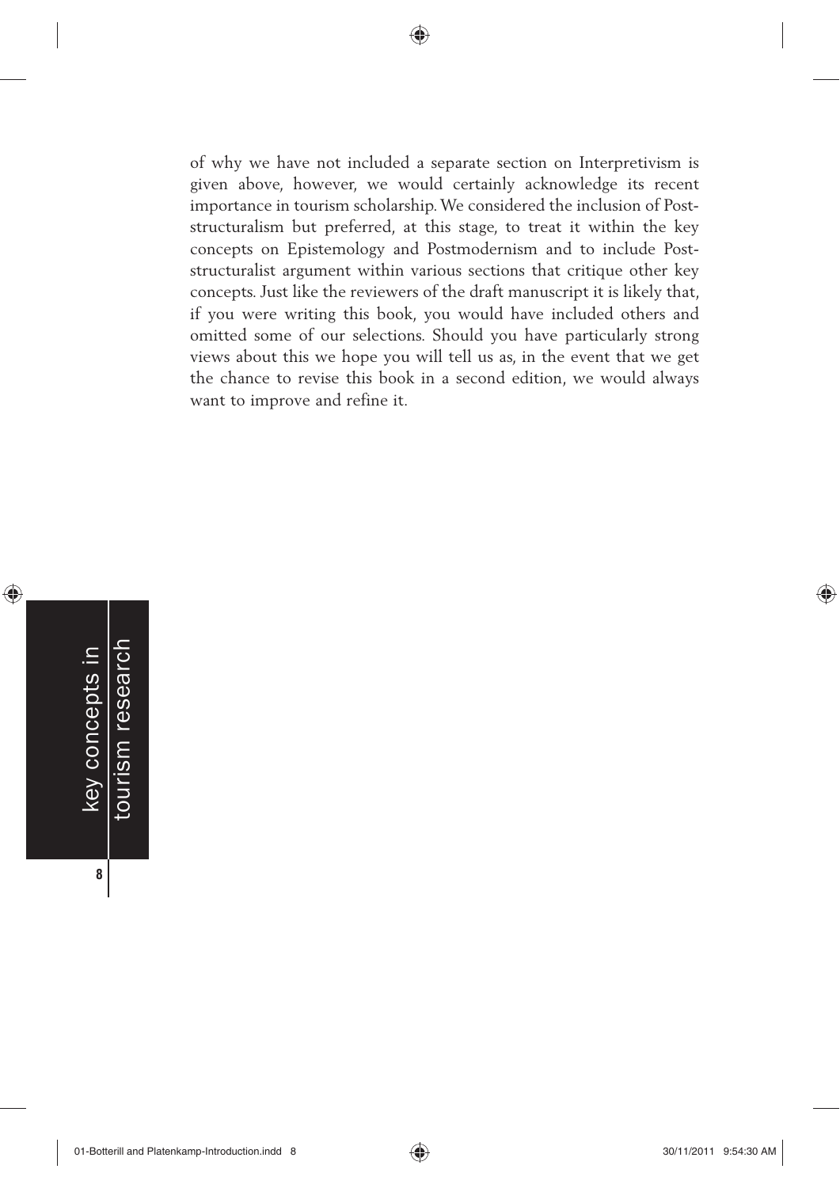of why we have not included a separate section on Interpretivism is given above, however, we would certainly acknowledge its recent importance in tourism scholarship. We considered the inclusion of Post-structuralism but preferred, at this stage, to treat it within the key concepts on Epistemology and Postmodernism and to include Post-structuralist argument within various sections that critique other key concepts. Just like the reviewers of the draft manuscript it is likely that, if you were writing this book, you would have included others and omitted some of our selections. Should you have particularly strong views about this we hope you will tell us as, in the event that we get the chance to revise this book in a second edition, we would always want to improve and refine it.